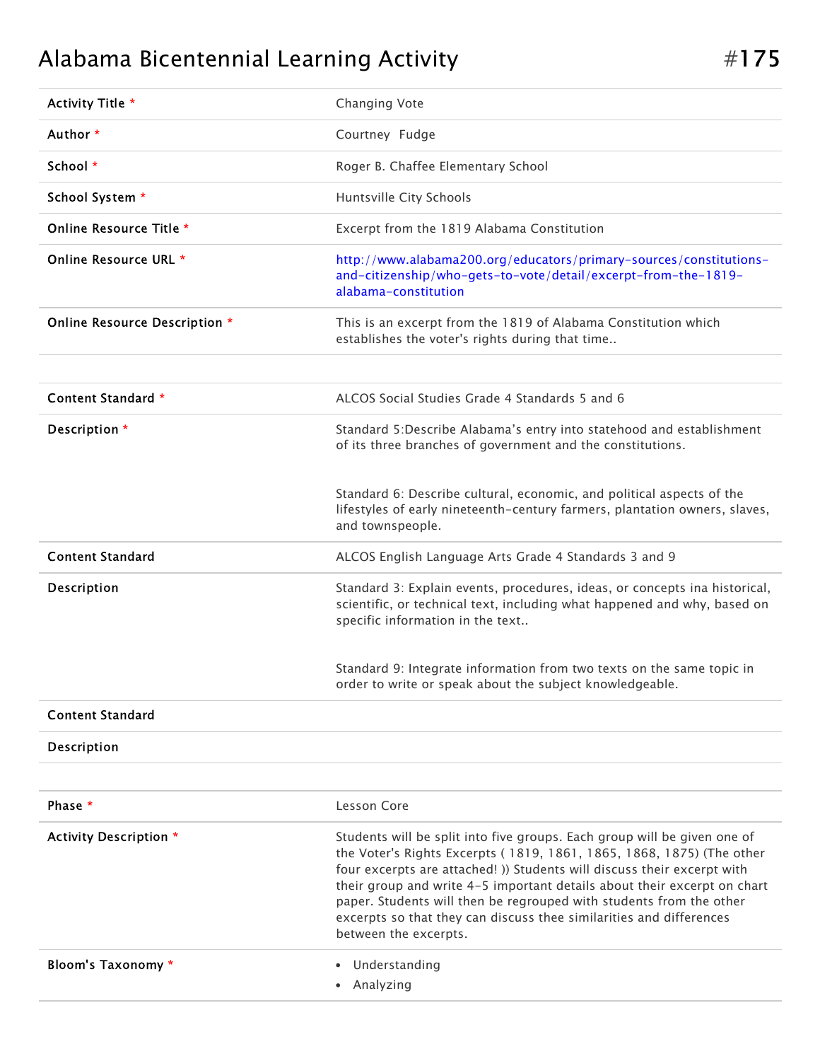# Alabama Bicentennial Learning Activity

#175

| | |
|---|---|
| **Activity Title** * | Changing Vote |
| **Author** * | Courtney  Fudge |
| **School** * | Roger B. Chaffee Elementary School |
| **School System** * | Huntsville City Schools |
| **Online Resource Title** * | Excerpt from the 1819 Alabama Constitution |
| **Online Resource URL** * | http://www.alabama200.org/educators/primary-sources/constitutions-and-citizenship/who-gets-to-vote/detail/excerpt-from-the-1819-alabama-constitution |
| **Online Resource Description** * | This is an excerpt from the 1819 of Alabama Constitution which establishes the voter's rights during that time.. |

| | |
|---|---|
| **Content Standard** * | ALCOS Social Studies Grade 4 Standards 5 and 6 |
| **Description** * | Standard 5:Describe Alabama's entry into statehood and establishment of its three branches of government and the constitutions.<br><br>Standard 6: Describe cultural, economic, and political aspects of the lifestyles of early nineteenth-century farmers, plantation owners, slaves, and townspeople. |
| **Content Standard** | ALCOS English Language Arts Grade 4 Standards 3 and 9 |
| **Description** | Standard 3: Explain events, procedures, ideas, or concepts ina historical, scientific, or technical text, including what happened and why, based on specific information in the text..<br><br>Standard 9: Integrate information from two texts on the same topic in order to write or speak about the subject knowledgeable. |
| **Content Standard** | |
| **Description** | |

| | |
|---|---|
| **Phase** * | Lesson Core |
| **Activity Description** * | Students will be split into five groups. Each group will be given one of the Voter's Rights Excerpts ( 1819, 1861, 1865, 1868, 1875) (The other four excerpts are attached! )) Students will discuss their excerpt with their group and write 4-5 important details about their excerpt on chart paper. Students will then be regrouped with students from the other excerpts so that they can discuss thee similarities and differences between the excerpts. |
| **Bloom's Taxonomy** * | • Understanding<br>• Analyzing |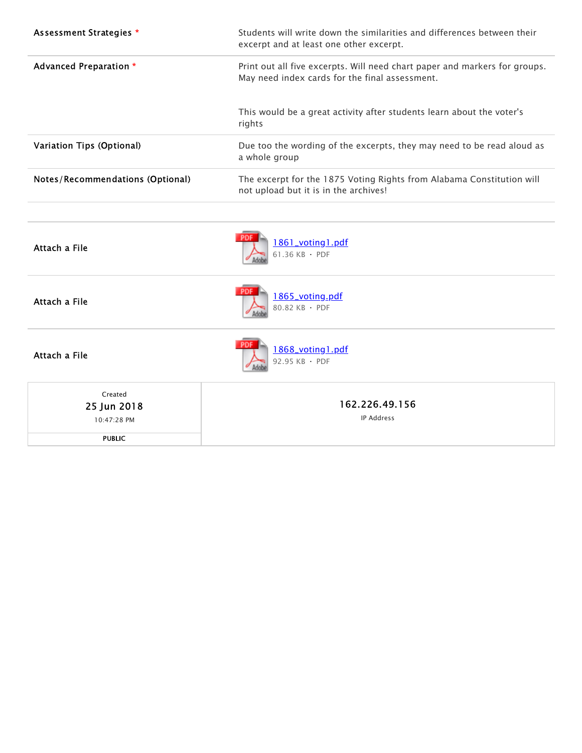| | |
|---|---|
| **Assessment Strategies** * | Students will write down the similarities and differences between their excerpt and at least one other excerpt. |
| **Advanced Preparation** * | Print out all five excerpts. Will need chart paper and markers for groups. May need index cards for the final assessment.<br><br>This would be a great activity after students learn about the voter's rights |
| **Variation Tips (Optional)** | Due too the wording of the excerpts, they may need to be read aloud as a whole group |
| **Notes/Recommendations (Optional)** | The excerpt for the 1875 Voting Rights from Alabama Constitution will not upload but it is in the archives! |

| | |
|---|---|
| **Attach a File** | 1861_voting1.pdf<br>61.36 KB · PDF |
| **Attach a File** | 1865_voting.pdf<br>80.82 KB · PDF |
| **Attach a File** | 1868_voting1.pdf<br>92.95 KB · PDF |

| | |
|---|---|
| Created<br>25 Jun 2018<br>10:47:28 PM | 162.226.49.156<br>IP Address |
| **PUBLIC** | |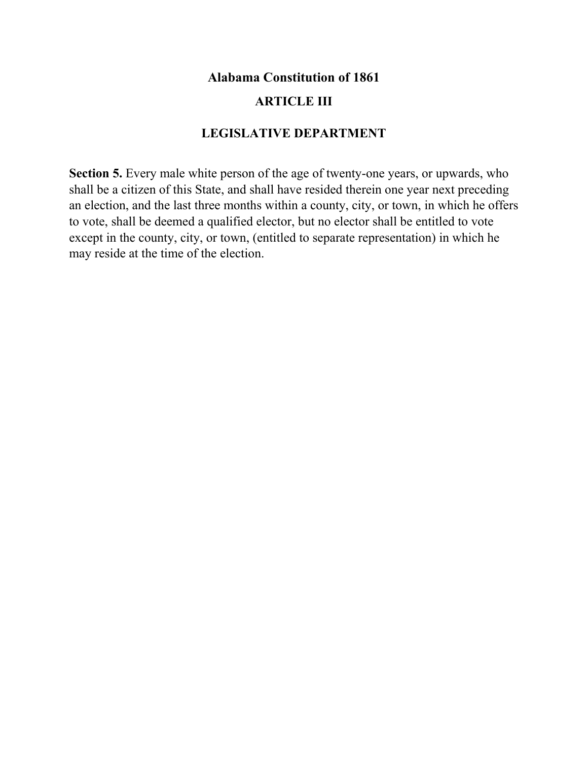# Alabama Constitution of 1861

## ARTICLE III

## LEGISLATIVE DEPARTMENT

**Section 5.** Every male white person of the age of twenty-one years, or upwards, who shall be a citizen of this State, and shall have resided therein one year next preceding an election, and the last three months within a county, city, or town, in which he offers to vote, shall be deemed a qualified elector, but no elector shall be entitled to vote except in the county, city, or town, (entitled to separate representation) in which he may reside at the time of the election.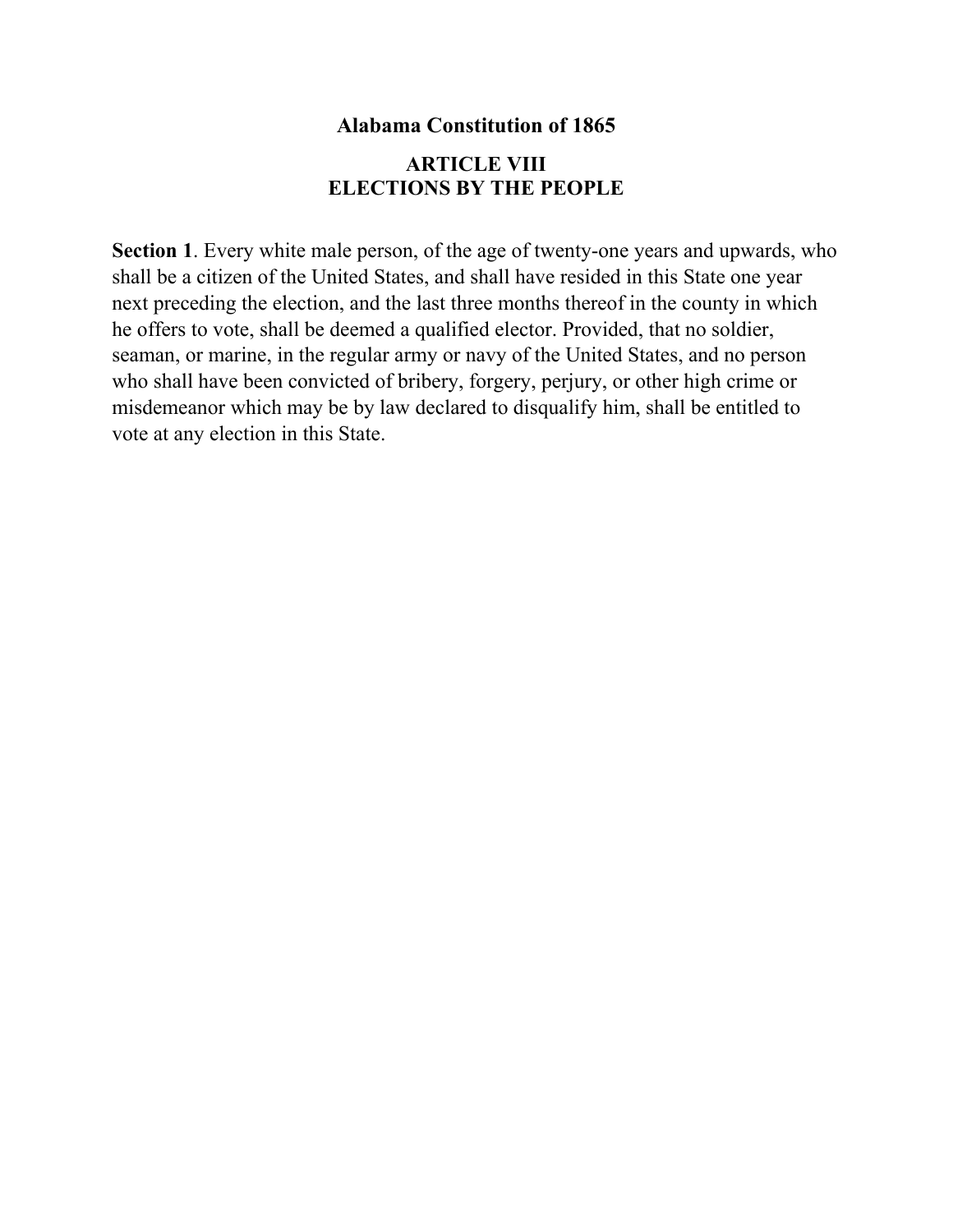# Alabama Constitution of 1865

## ARTICLE VIII
## ELECTIONS BY THE PEOPLE

**Section 1**. Every white male person, of the age of twenty-one years and upwards, who shall be a citizen of the United States, and shall have resided in this State one year next preceding the election, and the last three months thereof in the county in which he offers to vote, shall be deemed a qualified elector. Provided, that no soldier, seaman, or marine, in the regular army or navy of the United States, and no person who shall have been convicted of bribery, forgery, perjury, or other high crime or misdemeanor which may be by law declared to disqualify him, shall be entitled to vote at any election in this State.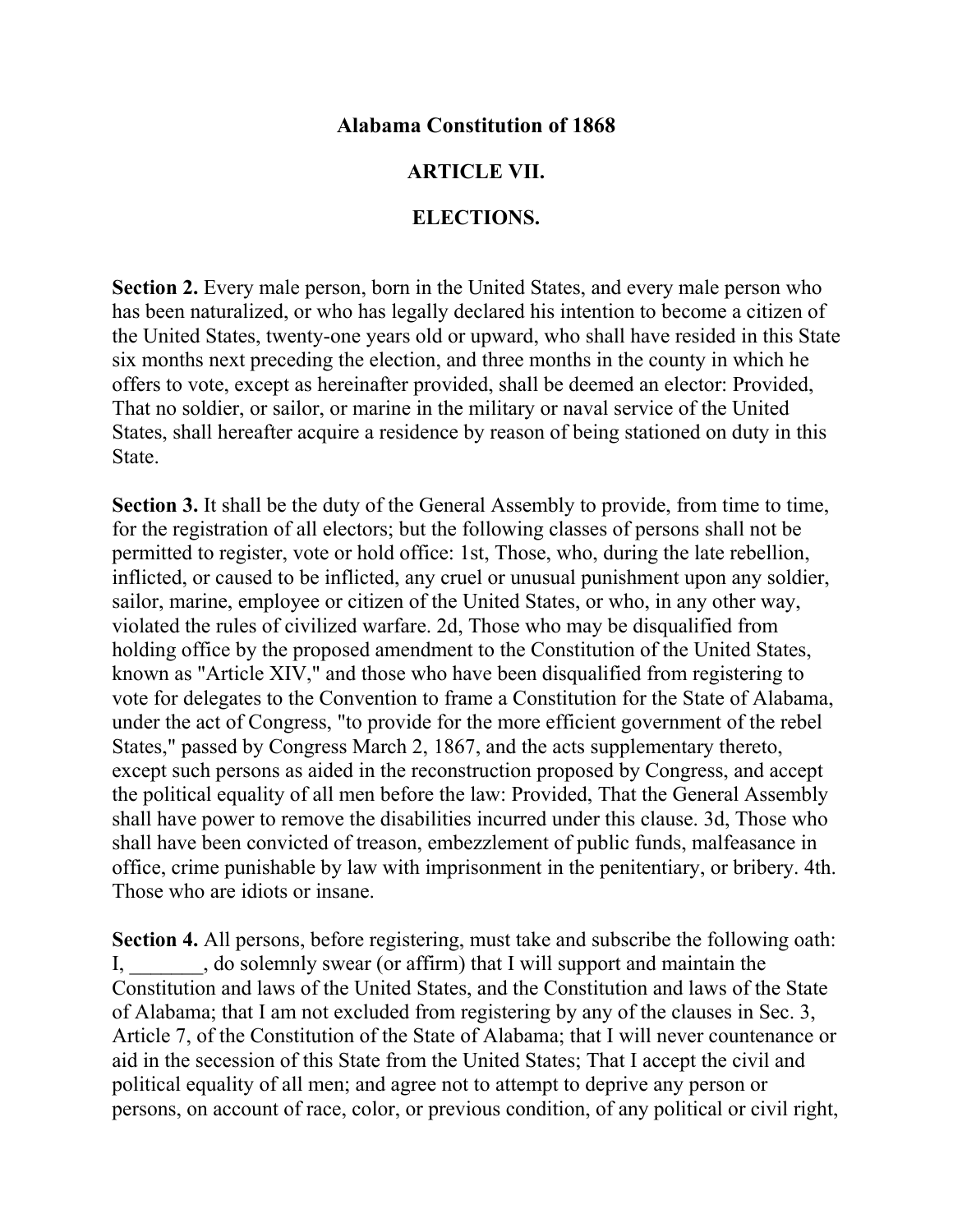# Alabama Constitution of 1868

## ARTICLE VII.

## ELECTIONS.

**Section 2.** Every male person, born in the United States, and every male person who has been naturalized, or who has legally declared his intention to become a citizen of the United States, twenty-one years old or upward, who shall have resided in this State six months next preceding the election, and three months in the county in which he offers to vote, except as hereinafter provided, shall be deemed an elector: Provided, That no soldier, or sailor, or marine in the military or naval service of the United States, shall hereafter acquire a residence by reason of being stationed on duty in this State.

**Section 3.** It shall be the duty of the General Assembly to provide, from time to time, for the registration of all electors; but the following classes of persons shall not be permitted to register, vote or hold office: 1st, Those, who, during the late rebellion, inflicted, or caused to be inflicted, any cruel or unusual punishment upon any soldier, sailor, marine, employee or citizen of the United States, or who, in any other way, violated the rules of civilized warfare. 2d, Those who may be disqualified from holding office by the proposed amendment to the Constitution of the United States, known as "Article XIV," and those who have been disqualified from registering to vote for delegates to the Convention to frame a Constitution for the State of Alabama, under the act of Congress, "to provide for the more efficient government of the rebel States," passed by Congress March 2, 1867, and the acts supplementary thereto, except such persons as aided in the reconstruction proposed by Congress, and accept the political equality of all men before the law: Provided, That the General Assembly shall have power to remove the disabilities incurred under this clause. 3d, Those who shall have been convicted of treason, embezzlement of public funds, malfeasance in office, crime punishable by law with imprisonment in the penitentiary, or bribery. 4th. Those who are idiots or insane.

**Section 4.** All persons, before registering, must take and subscribe the following oath: I, _______, do solemnly swear (or affirm) that I will support and maintain the Constitution and laws of the United States, and the Constitution and laws of the State of Alabama; that I am not excluded from registering by any of the clauses in Sec. 3, Article 7, of the Constitution of the State of Alabama; that I will never countenance or aid in the secession of this State from the United States; That I accept the civil and political equality of all men; and agree not to attempt to deprive any person or persons, on account of race, color, or previous condition, of any political or civil right,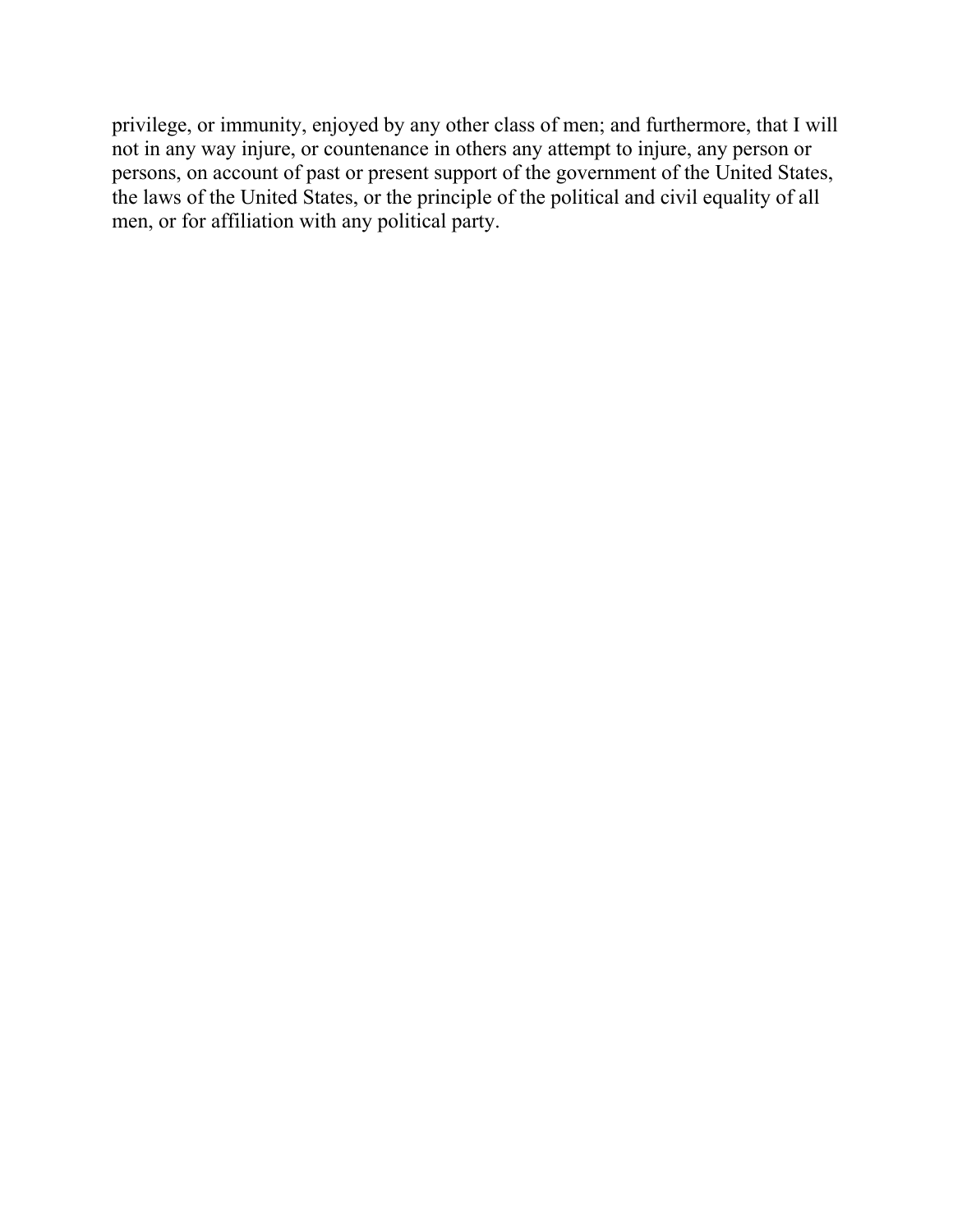privilege, or immunity, enjoyed by any other class of men; and furthermore, that I will not in any way injure, or countenance in others any attempt to injure, any person or persons, on account of past or present support of the government of the United States, the laws of the United States, or the principle of the political and civil equality of all men, or for affiliation with any political party.